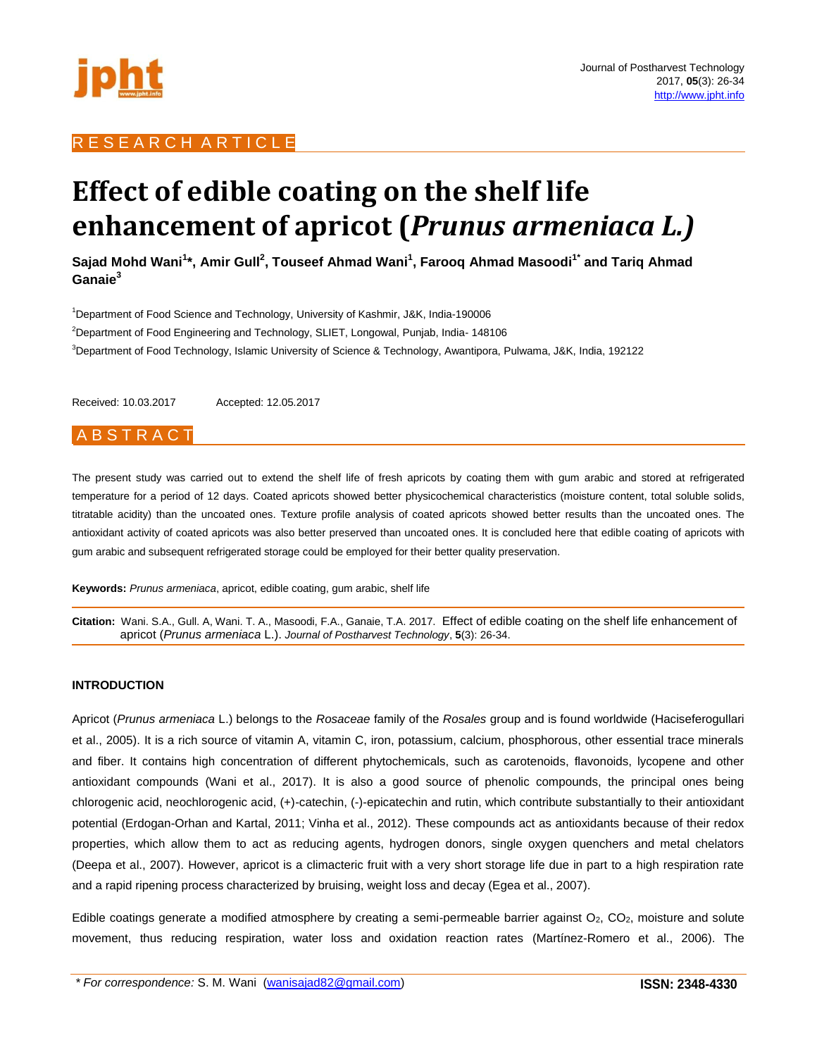RESEARCH ARTICLE

# Effect of edible coating on the shelf life enhancement of apricot (*Prunus armeniaca L.)*

**Sajad Mohd Wani[1]\*, Amir Gull[2], Touseef Ahmad Wani[1], Farooq Ahmad Masoodi[1*] and Tariq Ahmad Ganaie[3]**

[1]Department of Food Science and Technology, University of Kashmir, J&K, India-190006

[2]Department of Food Engineering and Technology, SLIET, Longowal, Punjab, India- 148106

[3]Department of Food Technology, Islamic University of Science & Technology, Awantipora, Pulwama, J&K, India, 192122

Received: 10.03.2017 Accepted: 12.05.2017

## ABSTRACT

The present study was carried out to extend the shelf life of fresh apricots by coating them with gum arabic and stored at refrigerated temperature for a period of 12 days. Coated apricots showed better physicochemical characteristics (moisture content, total soluble solids, titratable acidity) than the uncoated ones. Texture profile analysis of coated apricots showed better results than the uncoated ones. The antioxidant activity of coated apricots was also better preserved than uncoated ones. It is concluded here that edible coating of apricots with gum arabic and subsequent refrigerated storage could be employed for their better quality preservation.

**Keywords:** *Prunus armeniaca*, apricot, edible coating, gum arabic, shelf life

**Citation:** Wani. S.A., Gull. A, Wani. T. A., Masoodi, F.A., Ganaie, T.A. 2017. Effect of edible coating on the shelf life enhancement of apricot (*Prunus armeniaca* L.). *Journal of Postharvest Technology*, **5**(3): 26-34.

## INTRODUCTION

Apricot (*Prunus armeniaca* L.) belongs to the *Rosaceae* family of the *Rosales* group and is found worldwide (Haciseferogullari et al., 2005). It is a rich source of vitamin A, vitamin C, iron, potassium, calcium, phosphorous, other essential trace minerals and fiber. It contains high concentration of different phytochemicals, such as carotenoids, flavonoids, lycopene and other antioxidant compounds (Wani et al., 2017). It is also a good source of phenolic compounds, the principal ones being chlorogenic acid, neochlorogenic acid, (+)-catechin, (-)-epicatechin and rutin, which contribute substantially to their antioxidant potential (Erdogan-Orhan and Kartal, 2011; Vinha et al., 2012). These compounds act as antioxidants because of their redox properties, which allow them to act as reducing agents, hydrogen donors, single oxygen quenchers and metal chelators (Deepa et al., 2007). However, apricot is a climacteric fruit with a very short storage life due in part to a high respiration rate and a rapid ripening process characterized by bruising, weight loss and decay (Egea et al., 2007).

Edible coatings generate a modified atmosphere by creating a semi-permeable barrier against $O_2$, $CO_2$, moisture and solute movement, thus reducing respiration, water loss and oxidation reaction rates (Martínez-Romero et al., 2006). The

\* *For correspondence:* S. M. Wani (wanisajad82@gmail.com)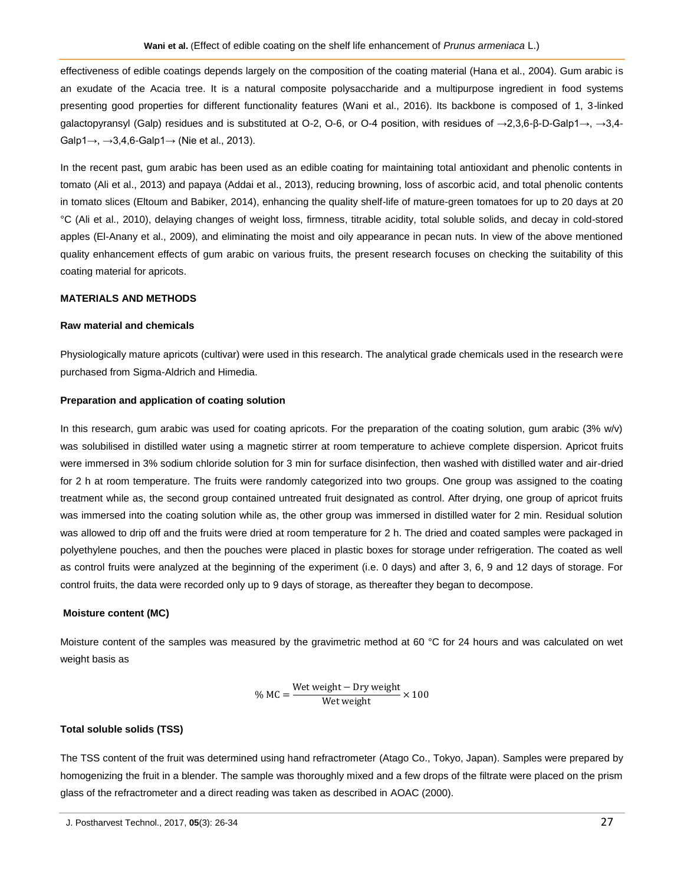effectiveness of edible coatings depends largely on the composition of the coating material (Hana et al., 2004). Gum arabic is an exudate of the Acacia tree. It is a natural composite polysaccharide and a multipurpose ingredient in food systems presenting good properties for different functionality features (Wani et al., 2016). Its backbone is composed of 1, 3-linked galactopyransyl (Galp) residues and is substituted at O-2, O-6, or O-4 position, with residues of →2,3,6-β-D-Galp1→, →3,4-Galp1→, →3,4,6-Galp1→ (Nie et al., 2013).

In the recent past, gum arabic has been used as an edible coating for maintaining total antioxidant and phenolic contents in tomato (Ali et al., 2013) and papaya (Addai et al., 2013), reducing browning, loss of ascorbic acid, and total phenolic contents in tomato slices (Eltoum and Babiker, 2014), enhancing the quality shelf-life of mature-green tomatoes for up to 20 days at 20 °C (Ali et al., 2010), delaying changes of weight loss, firmness, titrable acidity, total soluble solids, and decay in cold-stored apples (El-Anany et al., 2009), and eliminating the moist and oily appearance in pecan nuts. In view of the above mentioned quality enhancement effects of gum arabic on various fruits, the present research focuses on checking the suitability of this coating material for apricots.

## MATERIALS AND METHODS

### Raw material and chemicals

Physiologically mature apricots (cultivar) were used in this research. The analytical grade chemicals used in the research were purchased from Sigma-Aldrich and Himedia.

### Preparation and application of coating solution

In this research, gum arabic was used for coating apricots. For the preparation of the coating solution, gum arabic (3% w/v) was solubilised in distilled water using a magnetic stirrer at room temperature to achieve complete dispersion. Apricot fruits were immersed in 3% sodium chloride solution for 3 min for surface disinfection, then washed with distilled water and air-dried for 2 h at room temperature. The fruits were randomly categorized into two groups. One group was assigned to the coating treatment while as, the second group contained untreated fruit designated as control. After drying, one group of apricot fruits was immersed into the coating solution while as, the other group was immersed in distilled water for 2 min. Residual solution was allowed to drip off and the fruits were dried at room temperature for 2 h. The dried and coated samples were packaged in polyethylene pouches, and then the pouches were placed in plastic boxes for storage under refrigeration. The coated as well as control fruits were analyzed at the beginning of the experiment (i.e. 0 days) and after 3, 6, 9 and 12 days of storage. For control fruits, the data were recorded only up to 9 days of storage, as thereafter they began to decompose.

### Moisture content (MC)

Moisture content of the samples was measured by the gravimetric method at 60 °C for 24 hours and was calculated on wet weight basis as

$$\%\ \text{MC} = \frac{\text{Wet weight} - \text{Dry weight}}{\text{Wet weight}} \times 100$$

### Total soluble solids (TSS)

The TSS content of the fruit was determined using hand refractrometer (Atago Co., Tokyo, Japan). Samples were prepared by homogenizing the fruit in a blender. The sample was thoroughly mixed and a few drops of the filtrate were placed on the prism glass of the refractrometer and a direct reading was taken as described in AOAC (2000).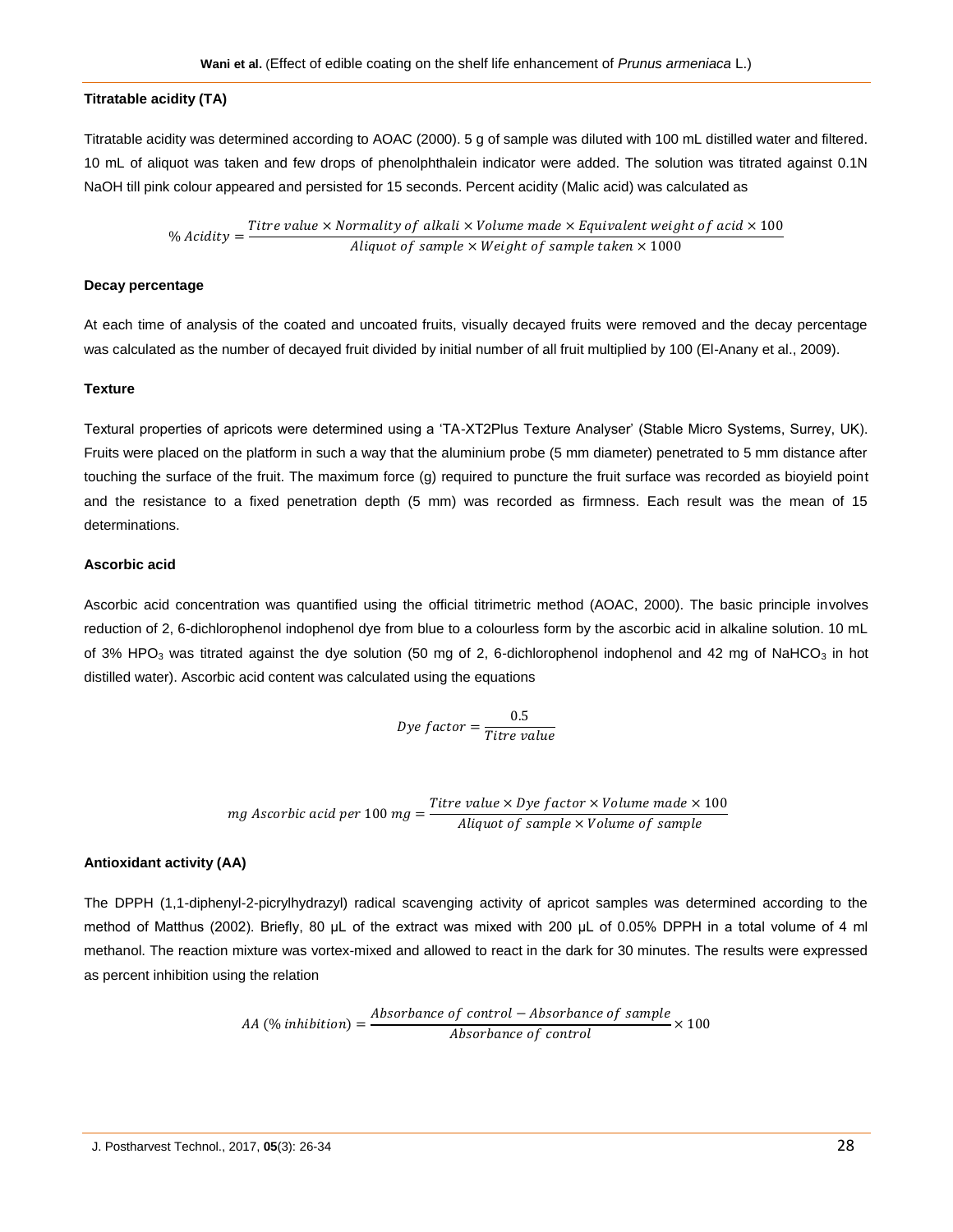### Titratable acidity (TA)

Titratable acidity was determined according to AOAC (2000). 5 g of sample was diluted with 100 mL distilled water and filtered. 10 mL of aliquot was taken and few drops of phenolphthalein indicator were added. The solution was titrated against 0.1N NaOH till pink colour appeared and persisted for 15 seconds. Percent acidity (Malic acid) was calculated as

$$\%\,Acidity = \frac{Titre\ value \times Normality\ of\ alkali \times Volume\ made \times Equivalent\ weight\ of\ acid \times 100}{Aliquot\ of\ sample \times Weight\ of\ sample\ taken \times 1000}$$

### Decay percentage

At each time of analysis of the coated and uncoated fruits, visually decayed fruits were removed and the decay percentage was calculated as the number of decayed fruit divided by initial number of all fruit multiplied by 100 (El-Anany et al., 2009).

### Texture

Textural properties of apricots were determined using a 'TA-XT2Plus Texture Analyser' (Stable Micro Systems, Surrey, UK). Fruits were placed on the platform in such a way that the aluminium probe (5 mm diameter) penetrated to 5 mm distance after touching the surface of the fruit. The maximum force (g) required to puncture the fruit surface was recorded as bioyield point and the resistance to a fixed penetration depth (5 mm) was recorded as firmness. Each result was the mean of 15 determinations.

### Ascorbic acid

Ascorbic acid concentration was quantified using the official titrimetric method (AOAC, 2000). The basic principle involves reduction of 2, 6-dichlorophenol indophenol dye from blue to a colourless form by the ascorbic acid in alkaline solution. 10 mL of 3% $HPO_3$ was titrated against the dye solution (50 mg of 2, 6-dichlorophenol indophenol and 42 mg of $NaHCO_3$ in hot distilled water). Ascorbic acid content was calculated using the equations

$$Dye\ factor = \frac{0.5}{Titre\ value}$$

$$mg\ Ascorbic\ acid\ per\ 100\ mg = \frac{Titre\ value \times Dye\ factor \times Volume\ made \times 100}{Aliquot\ of\ sample \times Volume\ of\ sample}$$

### Antioxidant activity (AA)

The DPPH (1,1-diphenyl-2-picrylhydrazyl) radical scavenging activity of apricot samples was determined according to the method of Matthus (2002). Briefly, 80 μL of the extract was mixed with 200 μL of 0.05% DPPH in a total volume of 4 ml methanol. The reaction mixture was vortex-mixed and allowed to react in the dark for 30 minutes. The results were expressed as percent inhibition using the relation

$$AA\ (\%\ inhibition) = \frac{Absorbance\ of\ control - Absorbance\ of\ sample}{Absorbance\ of\ control} \times 100$$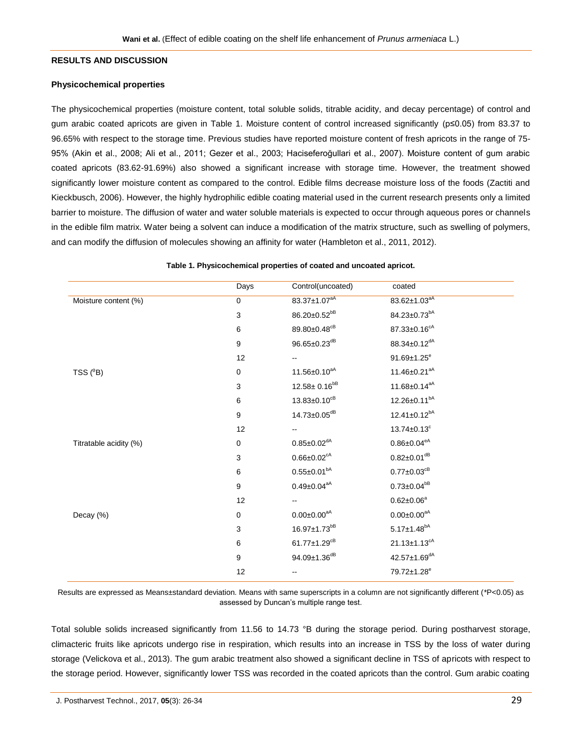## RESULTS AND DISCUSSION

### Physicochemical properties

The physicochemical properties (moisture content, total soluble solids, titrable acidity, and decay percentage) of control and gum arabic coated apricots are given in Table 1. Moisture content of control increased significantly ($p \leq 0.05$) from 83.37 to 96.65% with respect to the storage time. Previous studies have reported moisture content of fresh apricots in the range of 75-95% (Akin et al., 2008; Ali et al., 2011; Gezer et al., 2003; Haciseferoğullari et al., 2007). Moisture content of gum arabic coated apricots (83.62-91.69%) also showed a significant increase with storage time. However, the treatment showed significantly lower moisture content as compared to the control. Edible films decrease moisture loss of the foods (Zactiti and Kieckbusch, 2006). However, the highly hydrophilic edible coating material used in the current research presents only a limited barrier to moisture. The diffusion of water and water soluble materials is expected to occur through aqueous pores or channels in the edible film matrix. Water being a solvent can induce a modification of the matrix structure, such as swelling of polymers, and can modify the diffusion of molecules showing an affinity for water (Hambleton et al., 2011, 2012).

**Table 1. Physicochemical properties of coated and uncoated apricot.**

| | Days | Control(uncoated) | coated |
|---|---|---|---|
| Moisture content (%) | 0 | $83.37 \pm 1.07^{aA}$ | $83.62 \pm 1.03^{aA}$ |
| | 3 | $86.20 \pm 0.52^{bB}$ | $84.23 \pm 0.73^{bA}$ |
| | 6 | $89.80 \pm 0.48^{cB}$ | $87.33 \pm 0.16^{cA}$ |
| | 9 | $96.65 \pm 0.23^{dB}$ | $88.34 \pm 0.12^{dA}$ |
| | 12 | -- | $91.69 \pm 1.25^{e}$ |
| TSS ($^{0}$B) | 0 | $11.56 \pm 0.10^{aA}$ | $11.46 \pm 0.21^{aA}$ |
| | 3 | $12.58 \pm 0.16^{bB}$ | $11.68 \pm 0.14^{aA}$ |
| | 6 | $13.83 \pm 0.10^{cB}$ | $12.26 \pm 0.11^{bA}$ |
| | 9 | $14.73 \pm 0.05^{dB}$ | $12.41 \pm 0.12^{bA}$ |
| | 12 | -- | $13.74 \pm 0.13^{c}$ |
| Titratable acidity (%) | 0 | $0.85 \pm 0.02^{dA}$ | $0.86 \pm 0.04^{eA}$ |
| | 3 | $0.66 \pm 0.02^{cA}$ | $0.82 \pm 0.01^{dB}$ |
| | 6 | $0.55 \pm 0.01^{bA}$ | $0.77 \pm 0.03^{cB}$ |
| | 9 | $0.49 \pm 0.04^{aA}$ | $0.73 \pm 0.04^{bB}$ |
| | 12 | -- | $0.62 \pm 0.06^{a}$ |
| Decay (%) | 0 | $0.00 \pm 0.00^{aA}$ | $0.00 \pm 0.00^{aA}$ |
| | 3 | $16.97 \pm 1.73^{bB}$ | $5.17 \pm 1.48^{bA}$ |
| | 6 | $61.77 \pm 1.29^{cB}$ | $21.13 \pm 1.13^{cA}$ |
| | 9 | $94.09 \pm 1.36^{dB}$ | $42.57 \pm 1.69^{dA}$ |
| | 12 | -- | $79.72 \pm 1.28^{e}$ |

Results are expressed as Means±standard deviation. Means with same superscripts in a column are not significantly different (*$P<0.05$) as assessed by Duncan's multiple range test.

Total soluble solids increased significantly from 11.56 to 14.73 °B during the storage period. During postharvest storage, climacteric fruits like apricots undergo rise in respiration, which results into an increase in TSS by the loss of water during storage (Velickova et al., 2013). The gum arabic treatment also showed a significant decline in TSS of apricots with respect to the storage period. However, significantly lower TSS was recorded in the coated apricots than the control. Gum arabic coating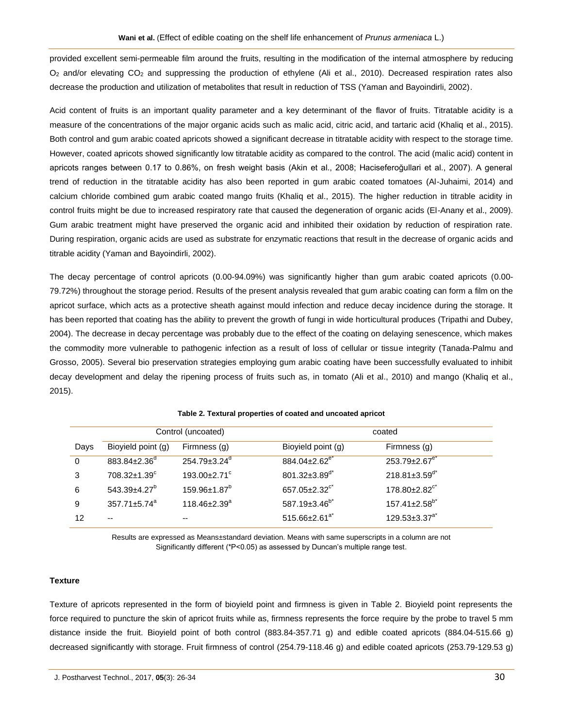provided excellent semi-permeable film around the fruits, resulting in the modification of the internal atmosphere by reducing $O_2$ and/or elevating $CO_2$ and suppressing the production of ethylene (Ali et al., 2010). Decreased respiration rates also decrease the production and utilization of metabolites that result in reduction of TSS (Yaman and Bayoindirli, 2002).

Acid content of fruits is an important quality parameter and a key determinant of the flavor of fruits. Titratable acidity is a measure of the concentrations of the major organic acids such as malic acid, citric acid, and tartaric acid (Khaliq et al., 2015). Both control and gum arabic coated apricots showed a significant decrease in titratable acidity with respect to the storage time. However, coated apricots showed significantly low titratable acidity as compared to the control. The acid (malic acid) content in apricots ranges between 0.17 to 0.86%, on fresh weight basis (Akin et al., 2008; Haciseferoğullari et al., 2007). A general trend of reduction in the titratable acidity has also been reported in gum arabic coated tomatoes (Al-Juhaimi, 2014) and calcium chloride combined gum arabic coated mango fruits (Khaliq et al., 2015). The higher reduction in titrable acidity in control fruits might be due to increased respiratory rate that caused the degeneration of organic acids (El-Anany et al., 2009). Gum arabic treatment might have preserved the organic acid and inhibited their oxidation by reduction of respiration rate. During respiration, organic acids are used as substrate for enzymatic reactions that result in the decrease of organic acids and titrable acidity (Yaman and Bayoindirli, 2002).

The decay percentage of control apricots (0.00-94.09%) was significantly higher than gum arabic coated apricots (0.00-79.72%) throughout the storage period. Results of the present analysis revealed that gum arabic coating can form a film on the apricot surface, which acts as a protective sheath against mould infection and reduce decay incidence during the storage. It has been reported that coating has the ability to prevent the growth of fungi in wide horticultural produces (Tripathi and Dubey, 2004). The decrease in decay percentage was probably due to the effect of the coating on delaying senescence, which makes the commodity more vulnerable to pathogenic infection as a result of loss of cellular or tissue integrity (Tanada-Palmu and Grosso, 2005). Several bio preservation strategies employing gum arabic coating have been successfully evaluated to inhibit decay development and delay the ripening process of fruits such as, in tomato (Ali et al., 2010) and mango (Khaliq et al., 2015).

**Table 2. Textural properties of coated and uncoated apricot**

| | Control (uncoated) | | coated | |
|---|---|---|---|---|
| Days | Bioyield point (g) | Firmness (g) | Bioyield point (g) | Firmness (g) |
| 0 | 883.84±2.36[d] | 254.79±3.24[d] | 884.04±2.62[e*] | 253.79±2.67[e*] |
| 3 | 708.32±1.39[c] | 193.00±2.71[c] | 801.32±3.89[d*] | 218.81±3.59[d*] |
| 6 | 543.39±4.27[b] | 159.96±1.87[b] | 657.05±2.32[c*] | 178.80±2.82[c*] |
| 9 | 357.71±5.74[a] | 118.46±2.39[a] | 587.19±3.46[b*] | 157.41±2.58[b*] |
| 12 | -- | -- | 515.66±2.61[a*] | 129.53±3.37[a*] |

Results are expressed as Means±standard deviation. Means with same superscripts in a column are not Significantly different (*P<0.05) as assessed by Duncan's multiple range test.

**Texture**

Texture of apricots represented in the form of bioyield point and firmness is given in Table 2. Bioyield point represents the force required to puncture the skin of apricot fruits while as, firmness represents the force require by the probe to travel 5 mm distance inside the fruit. Bioyield point of both control (883.84-357.71 g) and edible coated apricots (884.04-515.66 g) decreased significantly with storage. Fruit firmness of control (254.79-118.46 g) and edible coated apricots (253.79-129.53 g)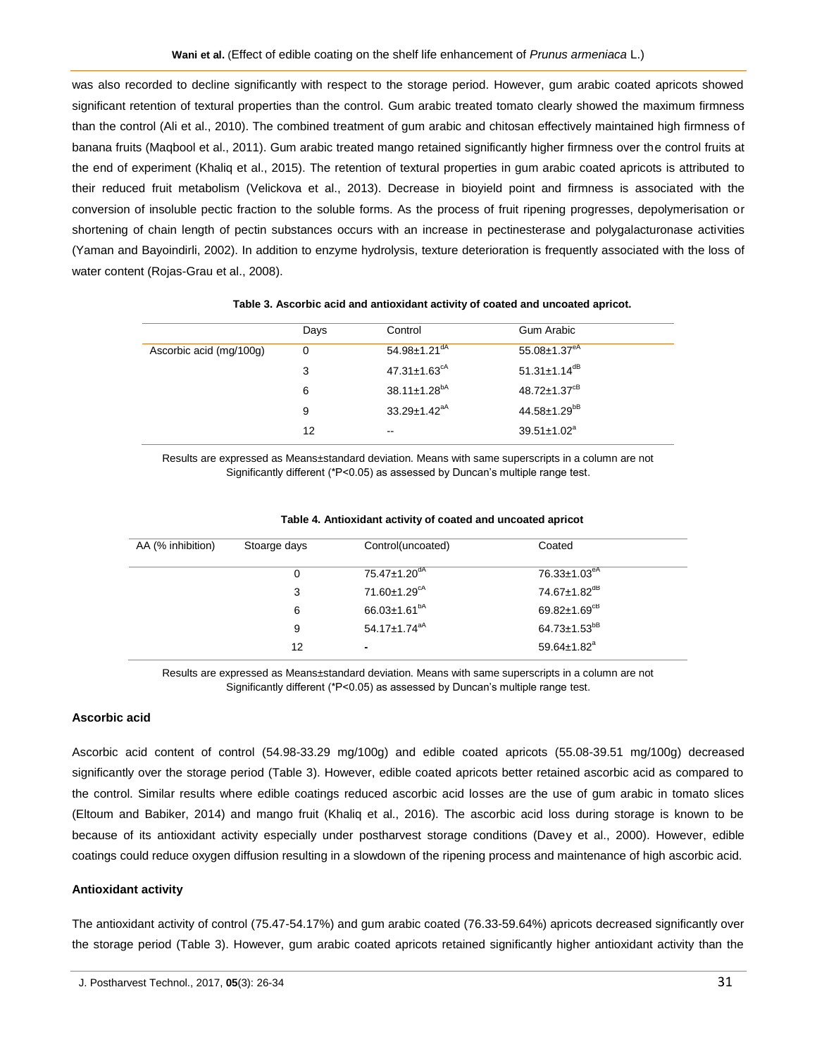was also recorded to decline significantly with respect to the storage period. However, gum arabic coated apricots showed significant retention of textural properties than the control. Gum arabic treated tomato clearly showed the maximum firmness than the control (Ali et al., 2010). The combined treatment of gum arabic and chitosan effectively maintained high firmness of banana fruits (Maqbool et al., 2011). Gum arabic treated mango retained significantly higher firmness over the control fruits at the end of experiment (Khaliq et al., 2015). The retention of textural properties in gum arabic coated apricots is attributed to their reduced fruit metabolism (Velickova et al., 2013). Decrease in bioyield point and firmness is associated with the conversion of insoluble pectic fraction to the soluble forms. As the process of fruit ripening progresses, depolymerisation or shortening of chain length of pectin substances occurs with an increase in pectinesterase and polygalacturonase activities (Yaman and Bayoindirli, 2002). In addition to enzyme hydrolysis, texture deterioration is frequently associated with the loss of water content (Rojas-Grau et al., 2008).

**Table 3. Ascorbic acid and antioxidant activity of coated and uncoated apricot.**

| | Days | Control | Gum Arabic |
|---|---|---|---|
| Ascorbic acid (mg/100g) | 0 | $54.98{\pm}1.21^{dA}$ | $55.08{\pm}1.37^{eA}$ |
| | 3 | $47.31{\pm}1.63^{cA}$ | $51.31{\pm}1.14^{dB}$ |
| | 6 | $38.11{\pm}1.28^{bA}$ | $48.72{\pm}1.37^{cB}$ |
| | 9 | $33.29{\pm}1.42^{aA}$ | $44.58{\pm}1.29^{bB}$ |
| | 12 | -- | $39.51{\pm}1.02^{a}$ |

Results are expressed as Means±standard deviation. Means with same superscripts in a column are not Significantly different (*P<0.05) as assessed by Duncan's multiple range test.

**Table 4. Antioxidant activity of coated and uncoated apricot**

| AA (% inhibition) | Stoarge days | Control(uncoated) | Coated |
|---|---|---|---|
| | 0 | $75.47{\pm}1.20^{dA}$ | $76.33{\pm}1.03^{eA}$ |
| | 3 | $71.60{\pm}1.29^{cA}$ | $74.67{\pm}1.82^{dB}$ |
| | 6 | $66.03{\pm}1.61^{bA}$ | $69.82{\pm}1.69^{cB}$ |
| | 9 | $54.17{\pm}1.74^{aA}$ | $64.73{\pm}1.53^{bB}$ |
| | 12 | - | $59.64{\pm}1.82^{a}$ |

Results are expressed as Means±standard deviation. Means with same superscripts in a column are not Significantly different (*P<0.05) as assessed by Duncan's multiple range test.

### Ascorbic acid

Ascorbic acid content of control (54.98-33.29 mg/100g) and edible coated apricots (55.08-39.51 mg/100g) decreased significantly over the storage period (Table 3). However, edible coated apricots better retained ascorbic acid as compared to the control. Similar results where edible coatings reduced ascorbic acid losses are the use of gum arabic in tomato slices (Eltoum and Babiker, 2014) and mango fruit (Khaliq et al., 2016). The ascorbic acid loss during storage is known to be because of its antioxidant activity especially under postharvest storage conditions (Davey et al., 2000). However, edible coatings could reduce oxygen diffusion resulting in a slowdown of the ripening process and maintenance of high ascorbic acid.

### Antioxidant activity

The antioxidant activity of control (75.47-54.17%) and gum arabic coated (76.33-59.64%) apricots decreased significantly over the storage period (Table 3). However, gum arabic coated apricots retained significantly higher antioxidant activity than the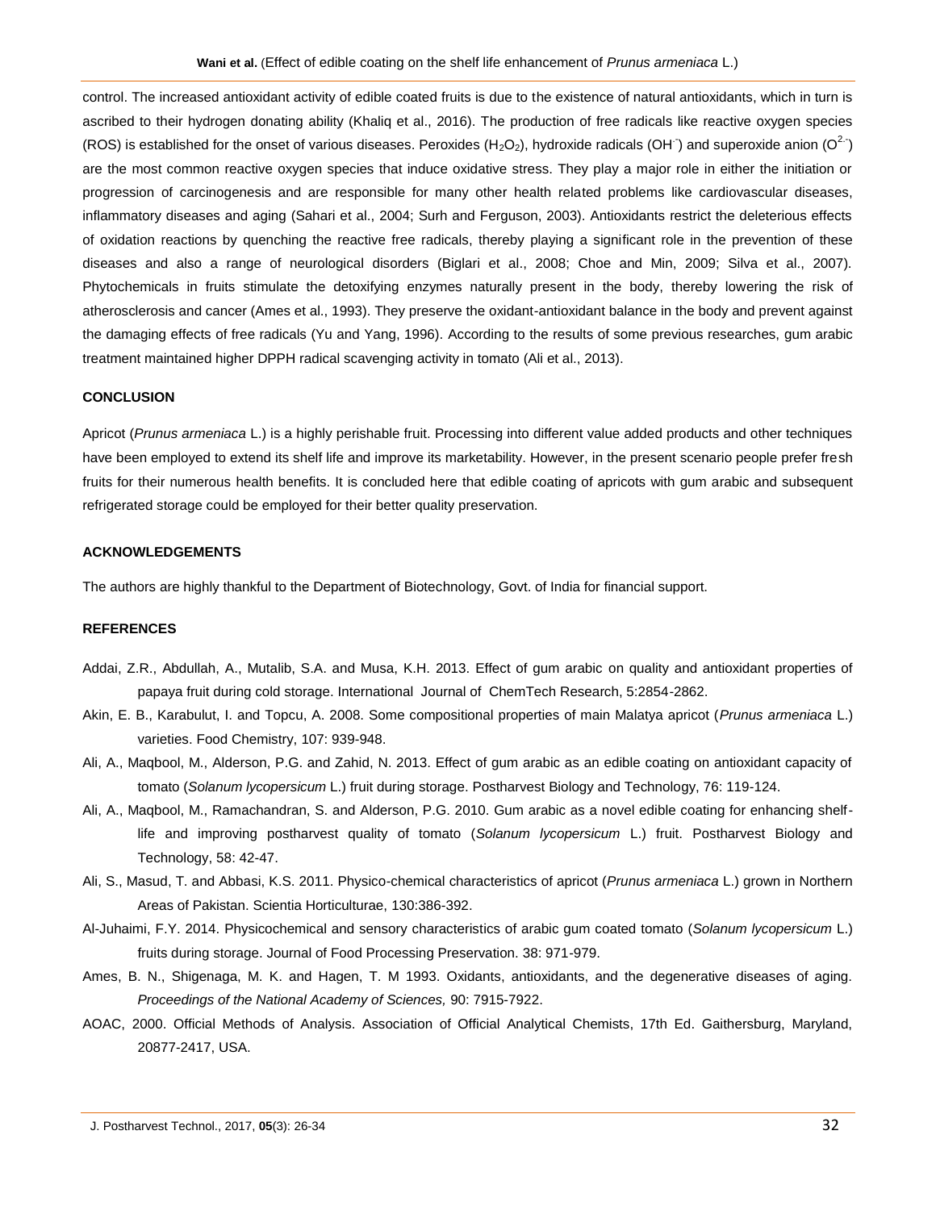control. The increased antioxidant activity of edible coated fruits is due to the existence of natural antioxidants, which in turn is ascribed to their hydrogen donating ability (Khaliq et al., 2016). The production of free radicals like reactive oxygen species (ROS) is established for the onset of various diseases. Peroxides ($H_2O_2$), hydroxide radicals ($OH^{\cdot}$) and superoxide anion ($O^{2\cdot}$) are the most common reactive oxygen species that induce oxidative stress. They play a major role in either the initiation or progression of carcinogenesis and are responsible for many other health related problems like cardiovascular diseases, inflammatory diseases and aging (Sahari et al., 2004; Surh and Ferguson, 2003). Antioxidants restrict the deleterious effects of oxidation reactions by quenching the reactive free radicals, thereby playing a significant role in the prevention of these diseases and also a range of neurological disorders (Biglari et al., 2008; Choe and Min, 2009; Silva et al., 2007). Phytochemicals in fruits stimulate the detoxifying enzymes naturally present in the body, thereby lowering the risk of atherosclerosis and cancer (Ames et al., 1993). They preserve the oxidant-antioxidant balance in the body and prevent against the damaging effects of free radicals (Yu and Yang, 1996). According to the results of some previous researches, gum arabic treatment maintained higher DPPH radical scavenging activity in tomato (Ali et al., 2013).

## CONCLUSION

Apricot (*Prunus armeniaca* L.) is a highly perishable fruit. Processing into different value added products and other techniques have been employed to extend its shelf life and improve its marketability. However, in the present scenario people prefer fresh fruits for their numerous health benefits. It is concluded here that edible coating of apricots with gum arabic and subsequent refrigerated storage could be employed for their better quality preservation.

## ACKNOWLEDGEMENTS

The authors are highly thankful to the Department of Biotechnology, Govt. of India for financial support.

## REFERENCES

Addai, Z.R., Abdullah, A., Mutalib, S.A. and Musa, K.H. 2013. Effect of gum arabic on quality and antioxidant properties of papaya fruit during cold storage. International Journal of ChemTech Research, 5:2854-2862.

Akin, E. B., Karabulut, I. and Topcu, A. 2008. Some compositional properties of main Malatya apricot (*Prunus armeniaca* L.) varieties. Food Chemistry, 107: 939-948.

Ali, A., Maqbool, M., Alderson, P.G. and Zahid, N. 2013. Effect of gum arabic as an edible coating on antioxidant capacity of tomato (*Solanum lycopersicum* L.) fruit during storage. Postharvest Biology and Technology, 76: 119-124.

Ali, A., Maqbool, M., Ramachandran, S. and Alderson, P.G. 2010. Gum arabic as a novel edible coating for enhancing shelf-life and improving postharvest quality of tomato (*Solanum lycopersicum* L.) fruit. Postharvest Biology and Technology, 58: 42-47.

Ali, S., Masud, T. and Abbasi, K.S. 2011. Physico-chemical characteristics of apricot (*Prunus armeniaca* L.) grown in Northern Areas of Pakistan. Scientia Horticulturae, 130:386-392.

Al-Juhaimi, F.Y. 2014. Physicochemical and sensory characteristics of arabic gum coated tomato (*Solanum lycopersicum* L.) fruits during storage. Journal of Food Processing Preservation. 38: 971-979.

Ames, B. N., Shigenaga, M. K. and Hagen, T. M 1993. Oxidants, antioxidants, and the degenerative diseases of aging. *Proceedings of the National Academy of Sciences,* 90: 7915-7922.

AOAC, 2000. Official Methods of Analysis. Association of Official Analytical Chemists, 17th Ed. Gaithersburg, Maryland, 20877-2417, USA.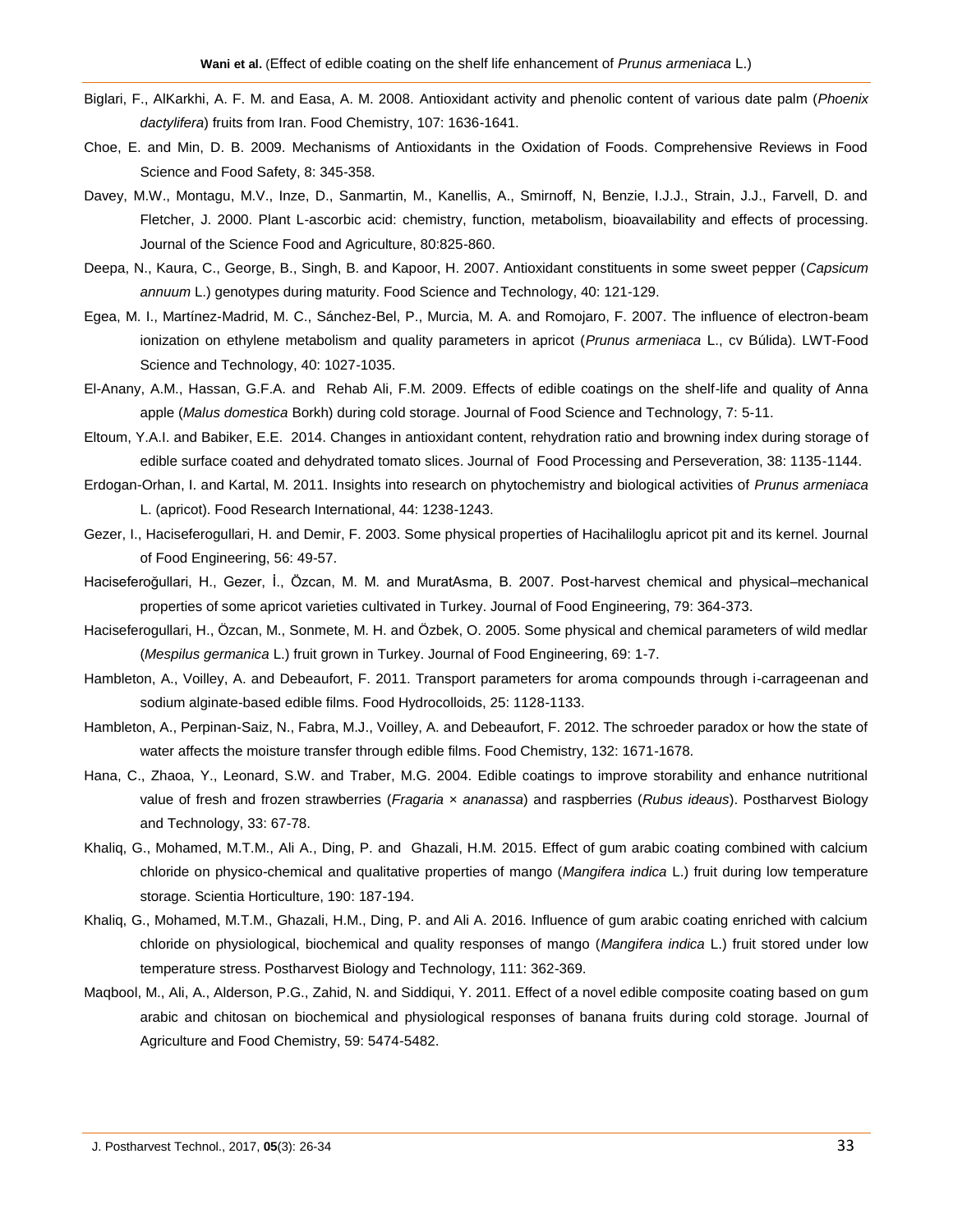Biglari, F., AlKarkhi, A. F. M. and Easa, A. M. 2008. Antioxidant activity and phenolic content of various date palm (*Phoenix dactylifera*) fruits from Iran. Food Chemistry, 107: 1636-1641.

Choe, E. and Min, D. B. 2009. Mechanisms of Antioxidants in the Oxidation of Foods. Comprehensive Reviews in Food Science and Food Safety, 8: 345-358.

Davey, M.W., Montagu, M.V., Inze, D., Sanmartin, M., Kanellis, A., Smirnoff, N, Benzie, I.J.J., Strain, J.J., Farvell, D. and Fletcher, J. 2000. Plant L-ascorbic acid: chemistry, function, metabolism, bioavailability and effects of processing. Journal of the Science Food and Agriculture, 80:825-860.

Deepa, N., Kaura, C., George, B., Singh, B. and Kapoor, H. 2007. Antioxidant constituents in some sweet pepper (*Capsicum annuum* L.) genotypes during maturity. Food Science and Technology, 40: 121-129.

Egea, M. I., Martínez-Madrid, M. C., Sánchez-Bel, P., Murcia, M. A. and Romojaro, F. 2007. The influence of electron-beam ionization on ethylene metabolism and quality parameters in apricot (*Prunus armeniaca* L., cv Búlida). LWT-Food Science and Technology, 40: 1027-1035.

El-Anany, A.M., Hassan, G.F.A. and Rehab Ali, F.M. 2009. Effects of edible coatings on the shelf-life and quality of Anna apple (*Malus domestica* Borkh) during cold storage. Journal of Food Science and Technology, 7: 5-11.

Eltoum, Y.A.I. and Babiker, E.E. 2014. Changes in antioxidant content, rehydration ratio and browning index during storage of edible surface coated and dehydrated tomato slices. Journal of Food Processing and Perseveration, 38: 1135-1144.

Erdogan-Orhan, I. and Kartal, M. 2011. Insights into research on phytochemistry and biological activities of *Prunus armeniaca* L. (apricot). Food Research International, 44: 1238-1243.

Gezer, I., Haciseferogullari, H. and Demir, F. 2003. Some physical properties of Hacihaliloglu apricot pit and its kernel. Journal of Food Engineering, 56: 49-57.

Haciseferoğullari, H., Gezer, İ., Özcan, M. M. and MuratAsma, B. 2007. Post-harvest chemical and physical–mechanical properties of some apricot varieties cultivated in Turkey. Journal of Food Engineering, 79: 364-373.

Haciseferogullari, H., Özcan, M., Sonmete, M. H. and Özbek, O. 2005. Some physical and chemical parameters of wild medlar (*Mespilus germanica* L.) fruit grown in Turkey. Journal of Food Engineering, 69: 1-7.

Hambleton, A., Voilley, A. and Debeaufort, F. 2011. Transport parameters for aroma compounds through i-carrageenan and sodium alginate-based edible films. Food Hydrocolloids, 25: 1128-1133.

Hambleton, A., Perpinan-Saiz, N., Fabra, M.J., Voilley, A. and Debeaufort, F. 2012. The schroeder paradox or how the state of water affects the moisture transfer through edible films. Food Chemistry, 132: 1671-1678.

Hana, C., Zhaoa, Y., Leonard, S.W. and Traber, M.G. 2004. Edible coatings to improve storability and enhance nutritional value of fresh and frozen strawberries (*Fragaria* × *ananassa*) and raspberries (*Rubus ideaus*). Postharvest Biology and Technology, 33: 67-78.

Khaliq, G., Mohamed, M.T.M., Ali A., Ding, P. and Ghazali, H.M. 2015. Effect of gum arabic coating combined with calcium chloride on physico-chemical and qualitative properties of mango (*Mangifera indica* L.) fruit during low temperature storage. Scientia Horticulture, 190: 187-194.

Khaliq, G., Mohamed, M.T.M., Ghazali, H.M., Ding, P. and Ali A. 2016. Influence of gum arabic coating enriched with calcium chloride on physiological, biochemical and quality responses of mango (*Mangifera indica* L.) fruit stored under low temperature stress. Postharvest Biology and Technology, 111: 362-369.

Maqbool, M., Ali, A., Alderson, P.G., Zahid, N. and Siddiqui, Y. 2011. Effect of a novel edible composite coating based on gum arabic and chitosan on biochemical and physiological responses of banana fruits during cold storage. Journal of Agriculture and Food Chemistry, 59: 5474-5482.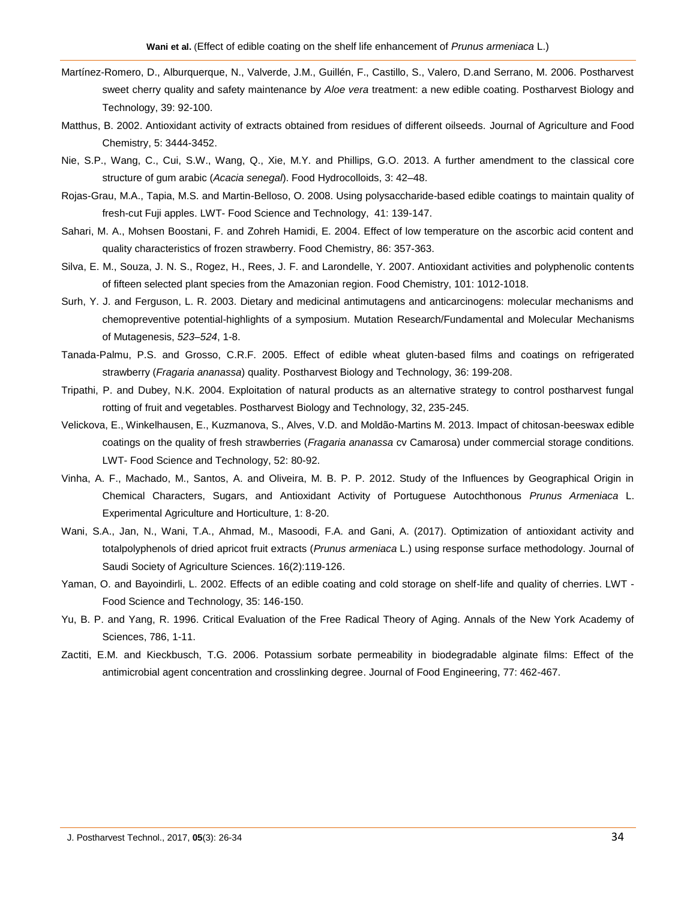Martínez-Romero, D., Alburquerque, N., Valverde, J.M., Guillén, F., Castillo, S., Valero, D.and Serrano, M. 2006. Postharvest sweet cherry quality and safety maintenance by *Aloe vera* treatment: a new edible coating. Postharvest Biology and Technology, 39: 92-100.

Matthus, B. 2002. Antioxidant activity of extracts obtained from residues of different oilseeds. Journal of Agriculture and Food Chemistry, 5: 3444-3452.

Nie, S.P., Wang, C., Cui, S.W., Wang, Q., Xie, M.Y. and Phillips, G.O. 2013. A further amendment to the classical core structure of gum arabic (*Acacia senegal*). Food Hydrocolloids, 3: 42–48.

Rojas-Grau, M.A., Tapia, M.S. and Martin-Belloso, O. 2008. Using polysaccharide-based edible coatings to maintain quality of fresh-cut Fuji apples. LWT- Food Science and Technology, 41: 139-147.

Sahari, M. A., Mohsen Boostani, F. and Zohreh Hamidi, E. 2004. Effect of low temperature on the ascorbic acid content and quality characteristics of frozen strawberry. Food Chemistry, 86: 357-363.

Silva, E. M., Souza, J. N. S., Rogez, H., Rees, J. F. and Larondelle, Y. 2007. Antioxidant activities and polyphenolic contents of fifteen selected plant species from the Amazonian region. Food Chemistry, 101: 1012-1018.

Surh, Y. J. and Ferguson, L. R. 2003. Dietary and medicinal antimutagens and anticarcinogens: molecular mechanisms and chemopreventive potential-highlights of a symposium. Mutation Research/Fundamental and Molecular Mechanisms of Mutagenesis, *523–524*, 1-8.

Tanada-Palmu, P.S. and Grosso, C.R.F. 2005. Effect of edible wheat gluten-based films and coatings on refrigerated strawberry (*Fragaria ananassa*) quality. Postharvest Biology and Technology, 36: 199-208.

Tripathi, P. and Dubey, N.K. 2004. Exploitation of natural products as an alternative strategy to control postharvest fungal rotting of fruit and vegetables. Postharvest Biology and Technology, 32, 235-245.

Velickova, E., Winkelhausen, E., Kuzmanova, S., Alves, V.D. and Moldão-Martins M. 2013. Impact of chitosan-beeswax edible coatings on the quality of fresh strawberries (*Fragaria ananassa* cv Camarosa) under commercial storage conditions. LWT- Food Science and Technology, 52: 80-92.

Vinha, A. F., Machado, M., Santos, A. and Oliveira, M. B. P. P. 2012. Study of the Influences by Geographical Origin in Chemical Characters, Sugars, and Antioxidant Activity of Portuguese Autochthonous *Prunus Armeniaca* L. Experimental Agriculture and Horticulture, 1: 8-20.

Wani, S.A., Jan, N., Wani, T.A., Ahmad, M., Masoodi, F.A. and Gani, A. (2017). Optimization of antioxidant activity and totalpolyphenols of dried apricot fruit extracts (*Prunus armeniaca* L.) using response surface methodology. Journal of Saudi Society of Agriculture Sciences. 16(2):119-126.

Yaman, O. and Bayoindirli, L. 2002. Effects of an edible coating and cold storage on shelf-life and quality of cherries. LWT - Food Science and Technology, 35: 146-150.

Yu, B. P. and Yang, R. 1996. Critical Evaluation of the Free Radical Theory of Aging. Annals of the New York Academy of Sciences, 786, 1-11.

Zactiti, E.M. and Kieckbusch, T.G. 2006. Potassium sorbate permeability in biodegradable alginate films: Effect of the antimicrobial agent concentration and crosslinking degree. Journal of Food Engineering, 77: 462-467.